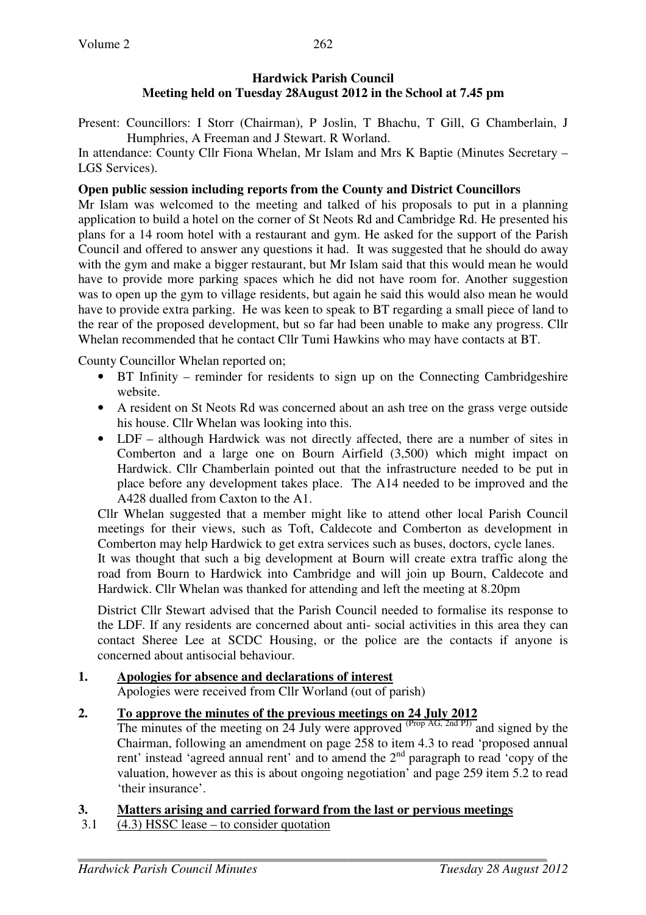**Hardwick Parish Council**
**Meeting held on Tuesday 28August 2012 in the School at 7.45 pm**

Present: Councillors: I Storr (Chairman), P Joslin, T Bhachu, T Gill, G Chamberlain, J Humphries, A Freeman and J Stewart. R Worland.

In attendance: County Cllr Fiona Whelan, Mr Islam and Mrs K Baptie (Minutes Secretary – LGS Services).

**Open public session including reports from the County and District Councillors**

Mr Islam was welcomed to the meeting and talked of his proposals to put in a planning application to build a hotel on the corner of St Neots Rd and Cambridge Rd. He presented his plans for a 14 room hotel with a restaurant and gym. He asked for the support of the Parish Council and offered to answer any questions it had. It was suggested that he should do away with the gym and make a bigger restaurant, but Mr Islam said that this would mean he would have to provide more parking spaces which he did not have room for. Another suggestion was to open up the gym to village residents, but again he said this would also mean he would have to provide extra parking. He was keen to speak to BT regarding a small piece of land to the rear of the proposed development, but so far had been unable to make any progress. Cllr Whelan recommended that he contact Cllr Tumi Hawkins who may have contacts at BT.

County Councillor Whelan reported on;

- BT Infinity – reminder for residents to sign up on the Connecting Cambridgeshire website.
- A resident on St Neots Rd was concerned about an ash tree on the grass verge outside his house. Cllr Whelan was looking into this.
- LDF – although Hardwick was not directly affected, there are a number of sites in Comberton and a large one on Bourn Airfield (3,500) which might impact on Hardwick. Cllr Chamberlain pointed out that the infrastructure needed to be put in place before any development takes place. The A14 needed to be improved and the A428 dualled from Caxton to the A1.

Cllr Whelan suggested that a member might like to attend other local Parish Council meetings for their views, such as Toft, Caldecote and Comberton as development in Comberton may help Hardwick to get extra services such as buses, doctors, cycle lanes.

It was thought that such a big development at Bourn will create extra traffic along the road from Bourn to Hardwick into Cambridge and will join up Bourn, Caldecote and Hardwick. Cllr Whelan was thanked for attending and left the meeting at 8.20pm

District Cllr Stewart advised that the Parish Council needed to formalise its response to the LDF. If any residents are concerned about anti- social activities in this area they can contact Sheree Lee at SCDC Housing, or the police are the contacts if anyone is concerned about antisocial behaviour.

**1. Apologies for absence and declarations of interest**

Apologies were received from Cllr Worland (out of parish)

**2. To approve the minutes of the previous meetings on 24 July 2012**

The minutes of the meeting on 24 July were approved (Prop AG, 2nd PJ) and signed by the Chairman, following an amendment on page 258 to item 4.3 to read 'proposed annual rent' instead 'agreed annual rent' and to amend the 2nd paragraph to read 'copy of the valuation, however as this is about ongoing negotiation' and page 259 item 5.2 to read 'their insurance'.

**3. Matters arising and carried forward from the last or pervious meetings**

3.1 (4.3) HSSC lease – to consider quotation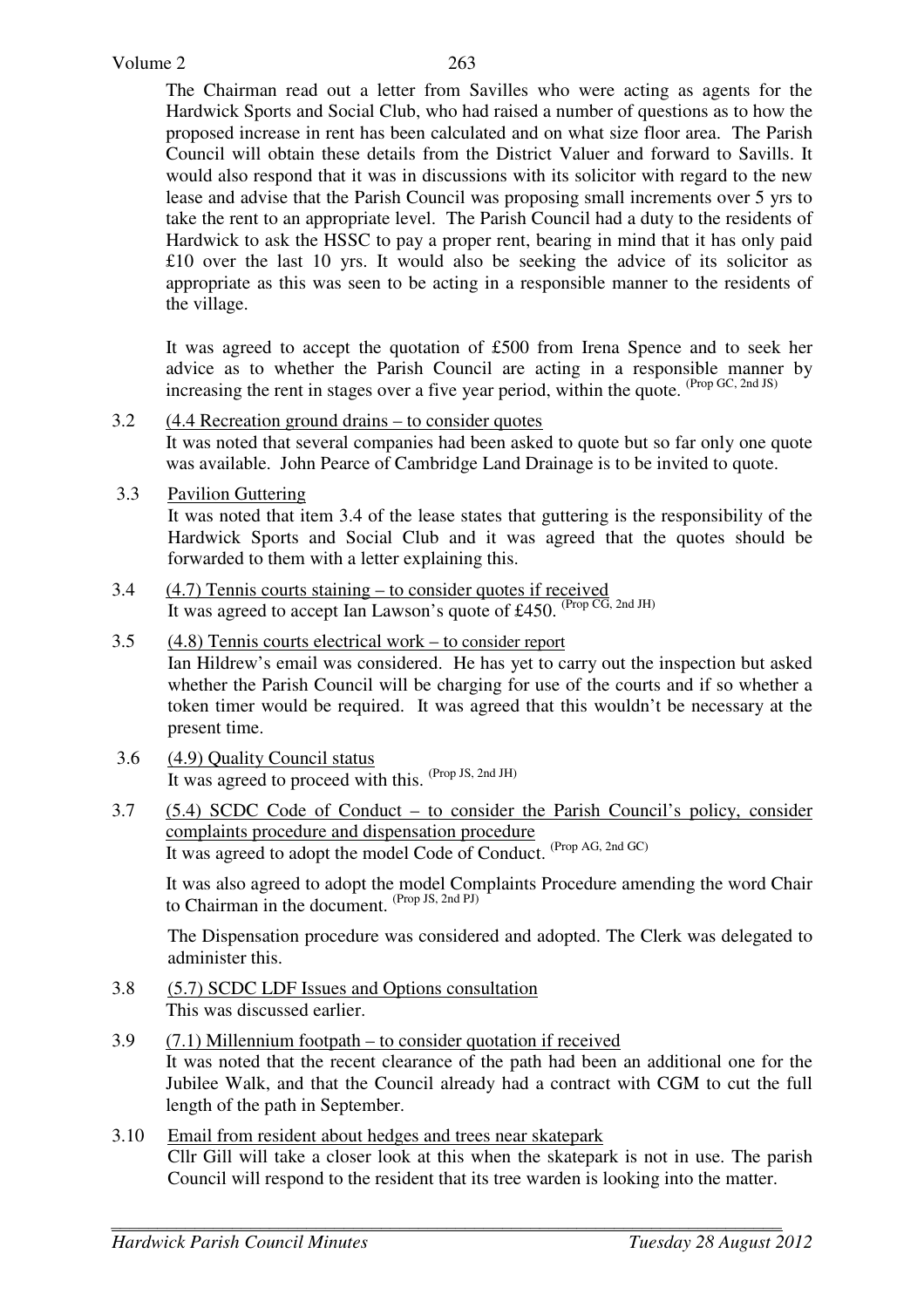The Chairman read out a letter from Savilles who were acting as agents for the Hardwick Sports and Social Club, who had raised a number of questions as to how the proposed increase in rent has been calculated and on what size floor area. The Parish Council will obtain these details from the District Valuer and forward to Savills. It would also respond that it was in discussions with its solicitor with regard to the new lease and advise that the Parish Council was proposing small increments over 5 yrs to take the rent to an appropriate level. The Parish Council had a duty to the residents of Hardwick to ask the HSSC to pay a proper rent, bearing in mind that it has only paid £10 over the last 10 yrs. It would also be seeking the advice of its solicitor as appropriate as this was seen to be acting in a responsible manner to the residents of the village.

It was agreed to accept the quotation of £500 from Irena Spence and to seek her advice as to whether the Parish Council are acting in a responsible manner by increasing the rent in stages over a five year period, within the quote. (Prop GC, 2nd JS)

3.2 <u>(4.4 Recreation ground drains – to consider quotes</u>
It was noted that several companies had been asked to quote but so far only one quote was available. John Pearce of Cambridge Land Drainage is to be invited to quote.

3.3 <u>Pavilion Guttering</u>
It was noted that item 3.4 of the lease states that guttering is the responsibility of the Hardwick Sports and Social Club and it was agreed that the quotes should be forwarded to them with a letter explaining this.

3.4 <u>(4.7) Tennis courts staining – to consider quotes if received</u>
It was agreed to accept Ian Lawson's quote of £450. (Prop CG, 2nd JH)

3.5 <u>(4.8) Tennis courts electrical work – to consider report</u>
Ian Hildrew's email was considered. He has yet to carry out the inspection but asked whether the Parish Council will be charging for use of the courts and if so whether a token timer would be required. It was agreed that this wouldn't be necessary at the present time.

3.6 <u>(4.9) Quality Council status</u>
It was agreed to proceed with this. (Prop JS, 2nd JH)

3.7 <u>(5.4) SCDC Code of Conduct – to consider the Parish Council's policy, consider complaints procedure and dispensation procedure</u>
It was agreed to adopt the model Code of Conduct. (Prop AG, 2nd GC)

It was also agreed to adopt the model Complaints Procedure amending the word Chair to Chairman in the document. (Prop JS, 2nd PJ)

The Dispensation procedure was considered and adopted. The Clerk was delegated to administer this.

3.8 <u>(5.7) SCDC LDF Issues and Options consultation</u>
This was discussed earlier.

3.9 <u>(7.1) Millennium footpath – to consider quotation if received</u>
It was noted that the recent clearance of the path had been an additional one for the Jubilee Walk, and that the Council already had a contract with CGM to cut the full length of the path in September.

3.10 <u>Email from resident about hedges and trees near skatepark</u>
Cllr Gill will take a closer look at this when the skatepark is not in use. The parish Council will respond to the resident that its tree warden is looking into the matter.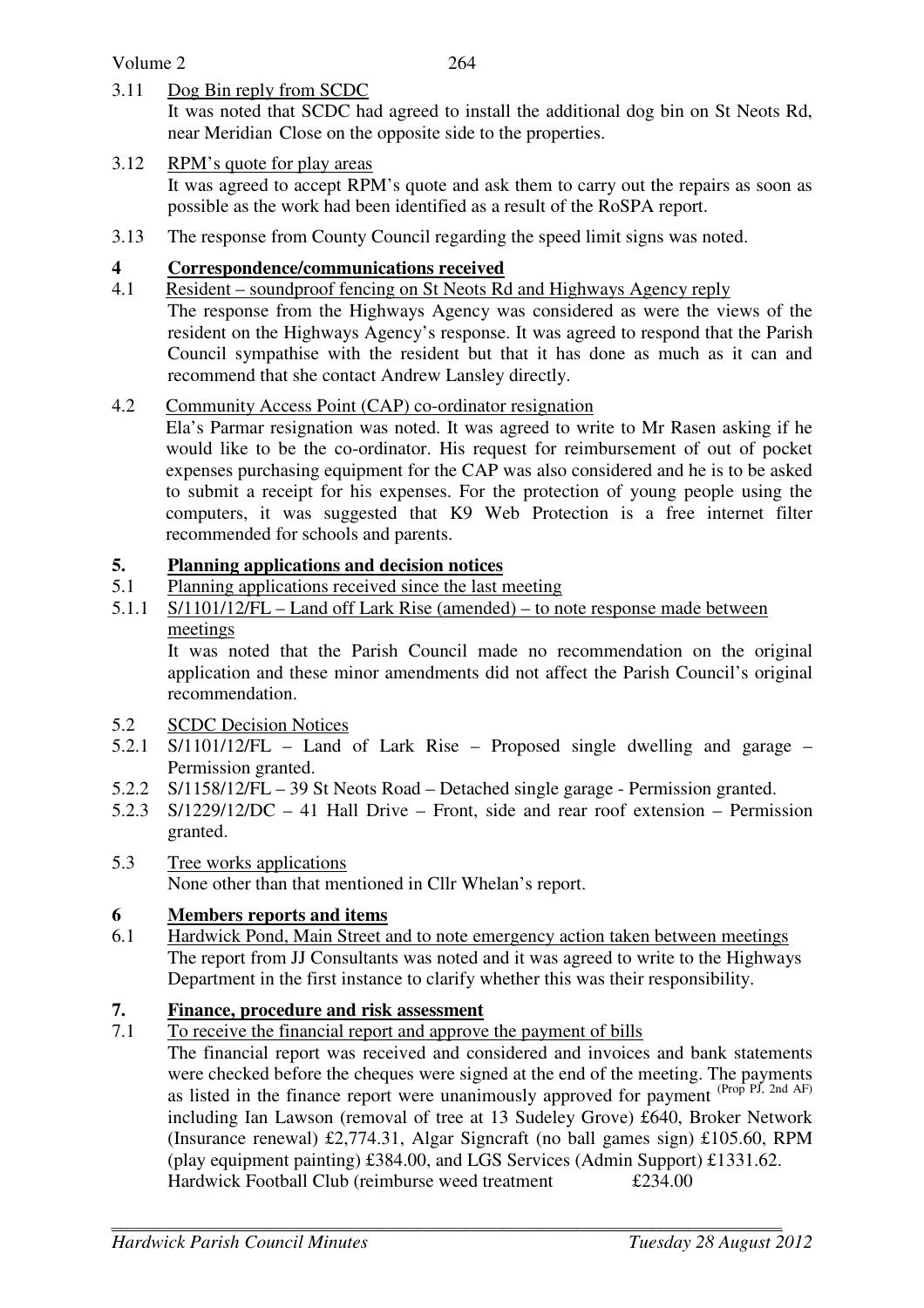3.11 Dog Bin reply from SCDC

It was noted that SCDC had agreed to install the additional dog bin on St Neots Rd, near Meridian Close on the opposite side to the properties.

3.12 RPM's quote for play areas

It was agreed to accept RPM's quote and ask them to carry out the repairs as soon as possible as the work had been identified as a result of the RoSPA report.

3.13 The response from County Council regarding the speed limit signs was noted.

## 4 Correspondence/communications received

4.1 Resident – soundproof fencing on St Neots Rd and Highways Agency reply

The response from the Highways Agency was considered as were the views of the resident on the Highways Agency's response. It was agreed to respond that the Parish Council sympathise with the resident but that it has done as much as it can and recommend that she contact Andrew Lansley directly.

4.2 Community Access Point (CAP) co-ordinator resignation

Ela's Parmar resignation was noted. It was agreed to write to Mr Rasen asking if he would like to be the co-ordinator. His request for reimbursement of out of pocket expenses purchasing equipment for the CAP was also considered and he is to be asked to submit a receipt for his expenses. For the protection of young people using the computers, it was suggested that K9 Web Protection is a free internet filter recommended for schools and parents.

## 5. Planning applications and decision notices

5.1 Planning applications received since the last meeting

5.1.1 S/1101/12/FL – Land off Lark Rise (amended) – to note response made between meetings

It was noted that the Parish Council made no recommendation on the original application and these minor amendments did not affect the Parish Council's original recommendation.

5.2 SCDC Decision Notices

5.2.1 S/1101/12/FL – Land of Lark Rise – Proposed single dwelling and garage – Permission granted.

5.2.2 S/1158/12/FL – 39 St Neots Road – Detached single garage - Permission granted.

5.2.3 S/1229/12/DC – 41 Hall Drive – Front, side and rear roof extension – Permission granted.

5.3 Tree works applications

None other than that mentioned in Cllr Whelan's report.

## 6 Members reports and items

6.1 Hardwick Pond, Main Street and to note emergency action taken between meetings

The report from JJ Consultants was noted and it was agreed to write to the Highways Department in the first instance to clarify whether this was their responsibility.

## 7. Finance, procedure and risk assessment

7.1 To receive the financial report and approve the payment of bills

The financial report was received and considered and invoices and bank statements were checked before the cheques were signed at the end of the meeting. The payments as listed in the finance report were unanimously approved for payment (Prop PJ, 2nd AF) including Ian Lawson (removal of tree at 13 Sudeley Grove) £640, Broker Network (Insurance renewal) £2,774.31, Algar Signcraft (no ball games sign) £105.60, RPM (play equipment painting) £384.00, and LGS Services (Admin Support) £1331.62.
Hardwick Football Club (reimburse weed treatment £234.00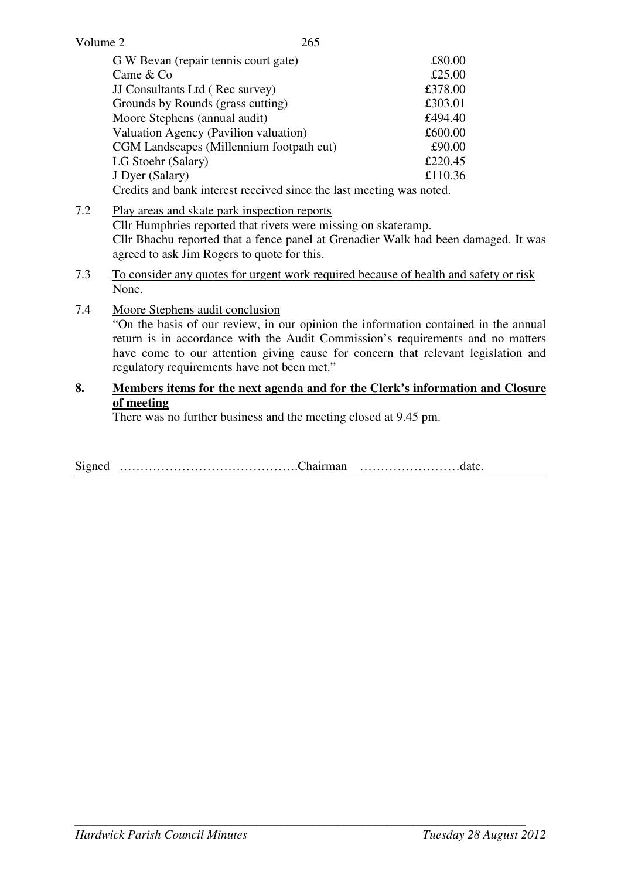| | |
|---|---|
| G W Bevan (repair tennis court gate) | £80.00 |
| Came & Co | £25.00 |
| JJ Consultants Ltd ( Rec survey) | £378.00 |
| Grounds by Rounds (grass cutting) | £303.01 |
| Moore Stephens (annual audit) | £494.40 |
| Valuation Agency (Pavilion valuation) | £600.00 |
| CGM Landscapes (Millennium footpath cut) | £90.00 |
| LG Stoehr (Salary) | £220.45 |
| J Dyer (Salary) | £110.36 |

Credits and bank interest received since the last meeting was noted.

7.2 Play areas and skate park inspection reports

Cllr Humphries reported that rivets were missing on skateramp.

Cllr Bhachu reported that a fence panel at Grenadier Walk had been damaged. It was agreed to ask Jim Rogers to quote for this.

7.3 To consider any quotes for urgent work required because of health and safety or risk

None.

7.4 Moore Stephens audit conclusion

"On the basis of our review, in our opinion the information contained in the annual return is in accordance with the Audit Commission's requirements and no matters have come to our attention giving cause for concern that relevant legislation and regulatory requirements have not been met."

**8. Members items for the next agenda and for the Clerk's information and Closure of meeting**

There was no further business and the meeting closed at 9.45 pm.

Signed …………………………………….Chairman ……………………date.